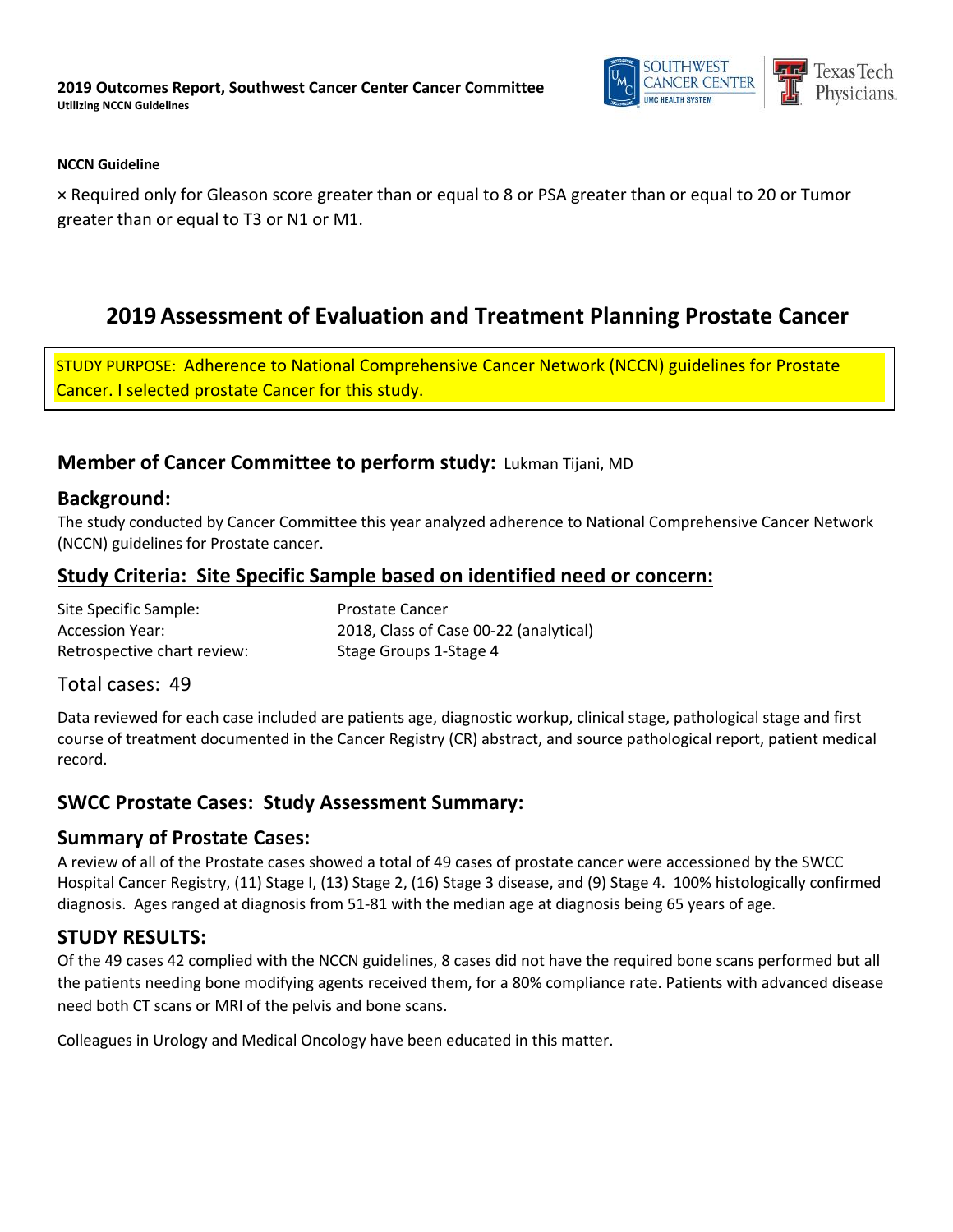**2019 Outcomes Report, Southwest Cancer Center Cancer Committee**
**Utilizing NCCN Guidelines**

**NCCN Guideline**

× Required only for Gleason score greater than or equal to 8 or PSA greater than or equal to 20 or Tumor greater than or equal to T3 or N1 or M1.

# 2019 Assessment of Evaluation and Treatment Planning Prostate Cancer

STUDY PURPOSE: Adherence to National Comprehensive Cancer Network (NCCN) guidelines for Prostate Cancer. I selected prostate Cancer for this study.

## Member of Cancer Committee to perform study: Lukman Tijani, MD

## Background:

The study conducted by Cancer Committee this year analyzed adherence to National Comprehensive Cancer Network (NCCN) guidelines for Prostate cancer.

## Study Criteria: Site Specific Sample based on identified need or concern:

| | |
|---|---|
| Site Specific Sample: | Prostate Cancer |
| Accession Year: | 2018, Class of Case 00-22 (analytical) |
| Retrospective chart review: | Stage Groups 1-Stage 4 |

Total cases: 49

Data reviewed for each case included are patients age, diagnostic workup, clinical stage, pathological stage and first course of treatment documented in the Cancer Registry (CR) abstract, and source pathological report, patient medical record.

## SWCC Prostate Cases: Study Assessment Summary:

## Summary of Prostate Cases:

A review of all of the Prostate cases showed a total of 49 cases of prostate cancer were accessioned by the SWCC Hospital Cancer Registry, (11) Stage I, (13) Stage 2, (16) Stage 3 disease, and (9) Stage 4. 100% histologically confirmed diagnosis. Ages ranged at diagnosis from 51-81 with the median age at diagnosis being 65 years of age.

## STUDY RESULTS:

Of the 49 cases 42 complied with the NCCN guidelines, 8 cases did not have the required bone scans performed but all the patients needing bone modifying agents received them, for a 80% compliance rate. Patients with advanced disease need both CT scans or MRI of the pelvis and bone scans.

Colleagues in Urology and Medical Oncology have been educated in this matter.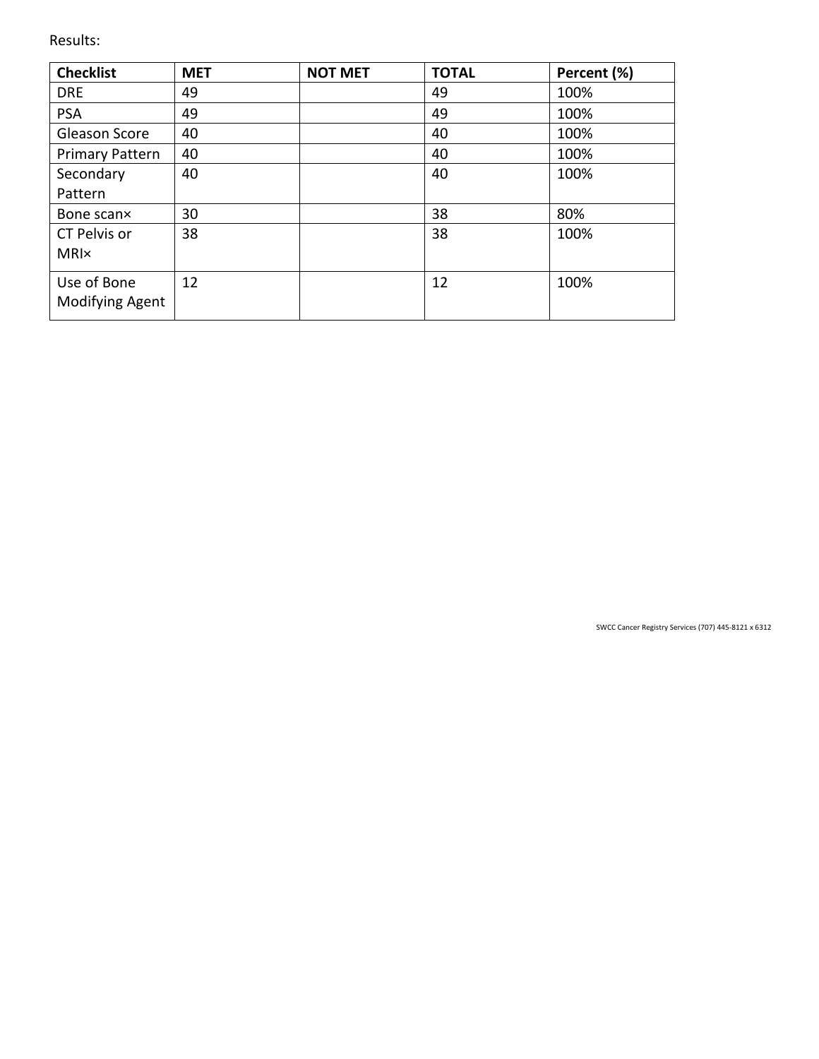Results:

| Checklist | MET | NOT MET | TOTAL | Percent (%) |
|---|---|---|---|---|
| DRE | 49 | | 49 | 100% |
| PSA | 49 | | 49 | 100% |
| Gleason Score | 40 | | 40 | 100% |
| Primary Pattern | 40 | | 40 | 100% |
| Secondary Pattern | 40 | | 40 | 100% |
| Bone scan× | 30 | | 38 | 80% |
| CT Pelvis or MRI× | 38 | | 38 | 100% |
| Use of Bone Modifying Agent | 12 | | 12 | 100% |

SWCC Cancer Registry Services (707) 445-8121 x 6312